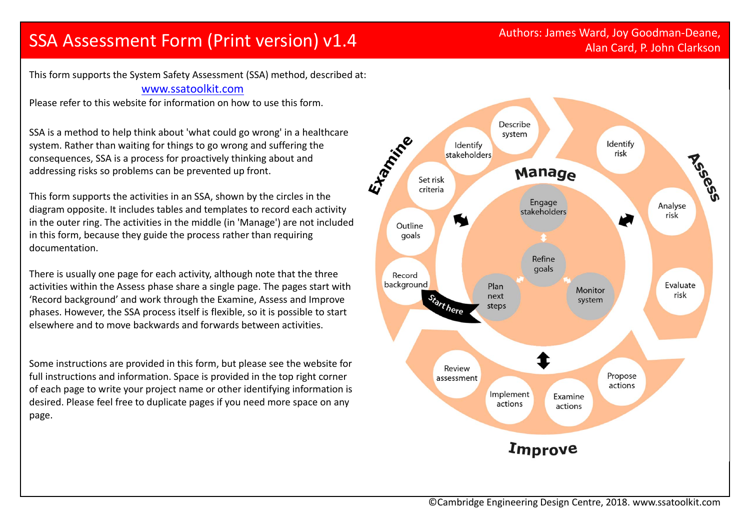# SSA Assessment Form (Print version) v1.4

Authors: James Ward, Joy Goodman-Deane, Alan Card, P. John Clarkson

This form supports the System Safety Assessment (SSA) method, described at:
www.ssatoolkit.com
Please refer to this website for information on how to use this form.

SSA is a method to help think about 'what could go wrong' in a healthcare system. Rather than waiting for things to go wrong and suffering the consequences, SSA is a process for proactively thinking about and addressing risks so problems can be prevented up front.

This form supports the activities in an SSA, shown by the circles in the diagram opposite. It includes tables and templates to record each activity in the outer ring. The activities in the middle (in 'Manage') are not included in this form, because they guide the process rather than requiring documentation.

There is usually one page for each activity, although note that the three activities within the Assess phase share a single page. The pages start with 'Record background' and work through the Examine, Assess and Improve phases. However, the SSA process itself is flexible, so it is possible to start elsewhere and to move backwards and forwards between activities.

Some instructions are provided in this form, but please see the website for full instructions and information. Space is provided in the top right corner of each page to write your project name or other identifying information is desired. Please feel free to duplicate pages if you need more space on any page.

**Examine:** Record background (Start here), Outline goals, Set risk criteria, Identify stakeholders, Describe system

**Assess:** Identify risk, Analyse risk, Evaluate risk

**Improve:** Propose actions, Examine actions, Implement actions, Review assessment

**Manage:** Engage stakeholders, Refine goals, Monitor system, Plan next steps

©Cambridge Engineering Design Centre, 2018. www.ssatoolkit.com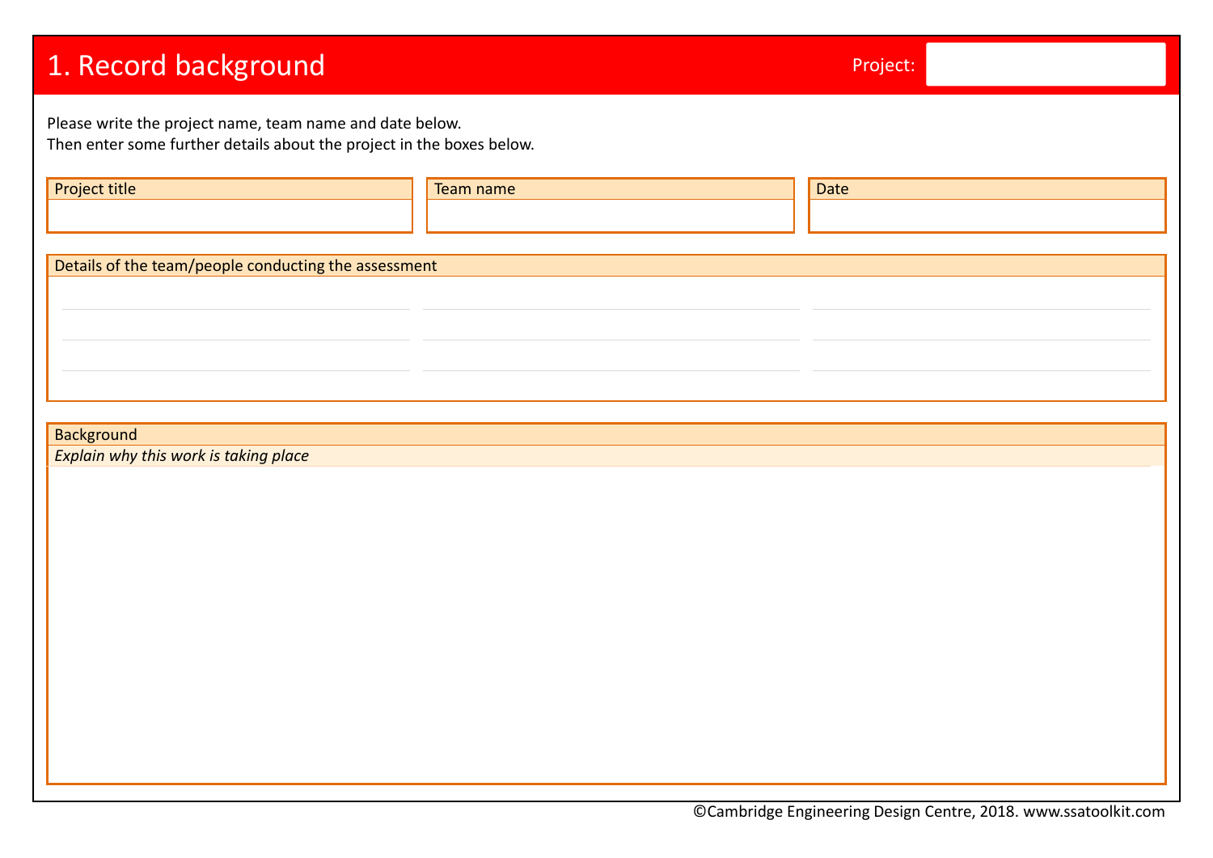# 1. Record background

Project:

Please write the project name, team name and date below.
Then enter some further details about the project in the boxes below.

| Project title | Team name | Date |
| --- | --- | --- |
| | | |

**Details of the team/people conducting the assessment**

**Background**

*Explain why this work is taking place*

©Cambridge Engineering Design Centre, 2018. www.ssatoolkit.com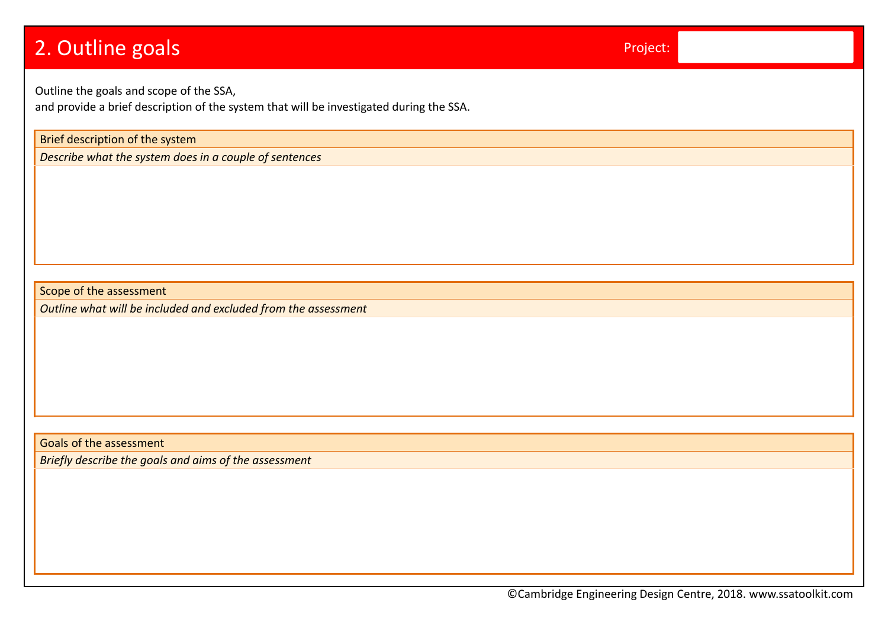# 2. Outline goals

Project:

Outline the goals and scope of the SSA,
and provide a brief description of the system that will be investigated during the SSA.

## Brief description of the system

*Describe what the system does in a couple of sentences*

## Scope of the assessment

*Outline what will be included and excluded from the assessment*

## Goals of the assessment

*Briefly describe the goals and aims of the assessment*

©Cambridge Engineering Design Centre, 2018. www.ssatoolkit.com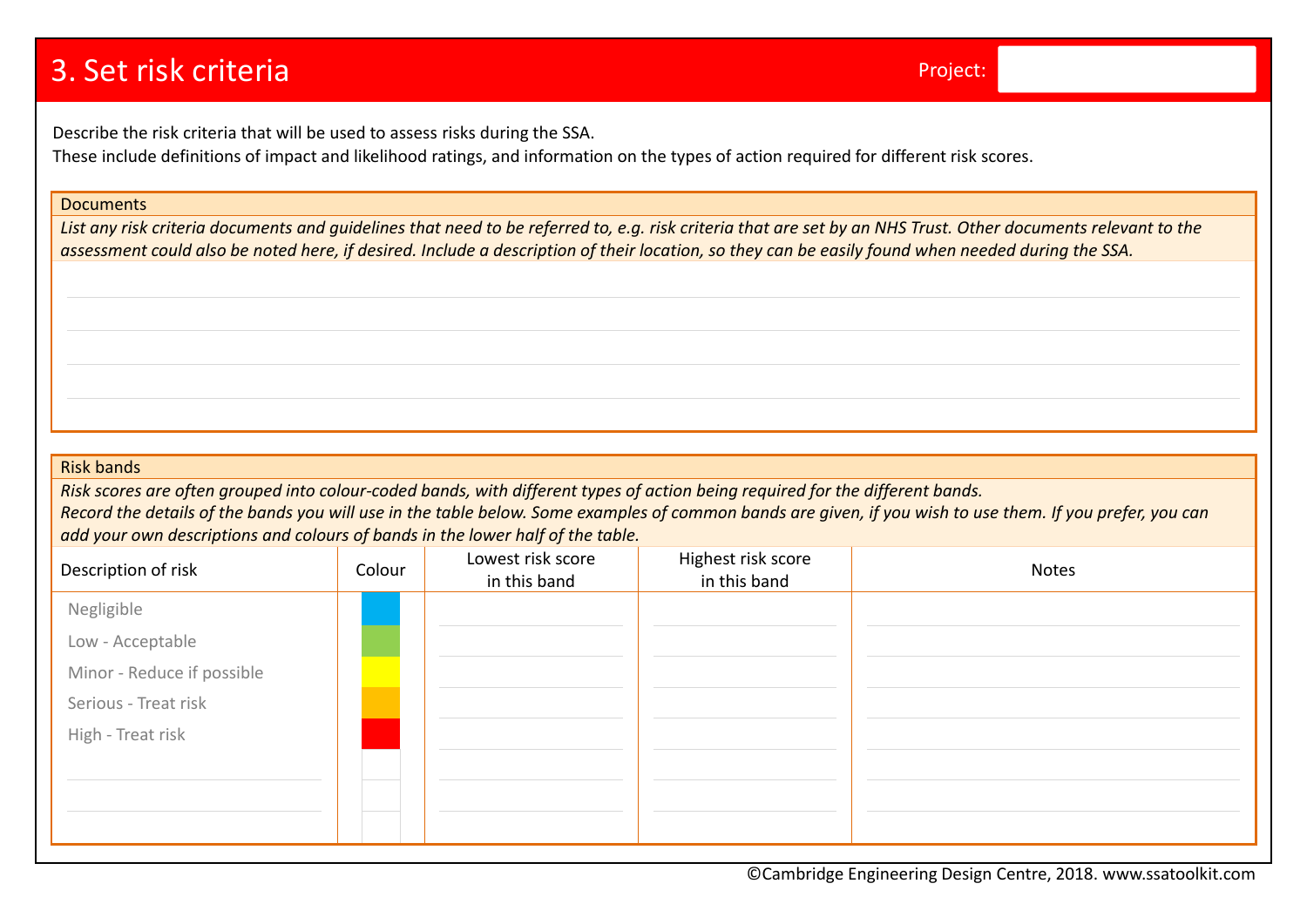# 3. Set risk criteria

Project:

Describe the risk criteria that will be used to assess risks during the SSA.
These include definitions of impact and likelihood ratings, and information on the types of action required for different risk scores.

## Documents

*List any risk criteria documents and guidelines that need to be referred to, e.g. risk criteria that are set by an NHS Trust. Other documents relevant to the assessment could also be noted here, if desired. Include a description of their location, so they can be easily found when needed during the SSA.*

## Risk bands

*Risk scores are often grouped into colour-coded bands, with different types of action being required for the different bands.*
*Record the details of the bands you will use in the table below. Some examples of common bands are given, if you wish to use them. If you prefer, you can add your own descriptions and colours of bands in the lower half of the table.*

| Description of risk | Colour | Lowest risk score in this band | Highest risk score in this band | Notes |
|---|---|---|---|---|
| Negligible | | | | |
| Low - Acceptable | | | | |
| Minor - Reduce if possible | | | | |
| Serious - Treat risk | | | | |
| High - Treat risk | | | | |
| | | | | |
| | | | | |
| | | | | |

©Cambridge Engineering Design Centre, 2018. www.ssatoolkit.com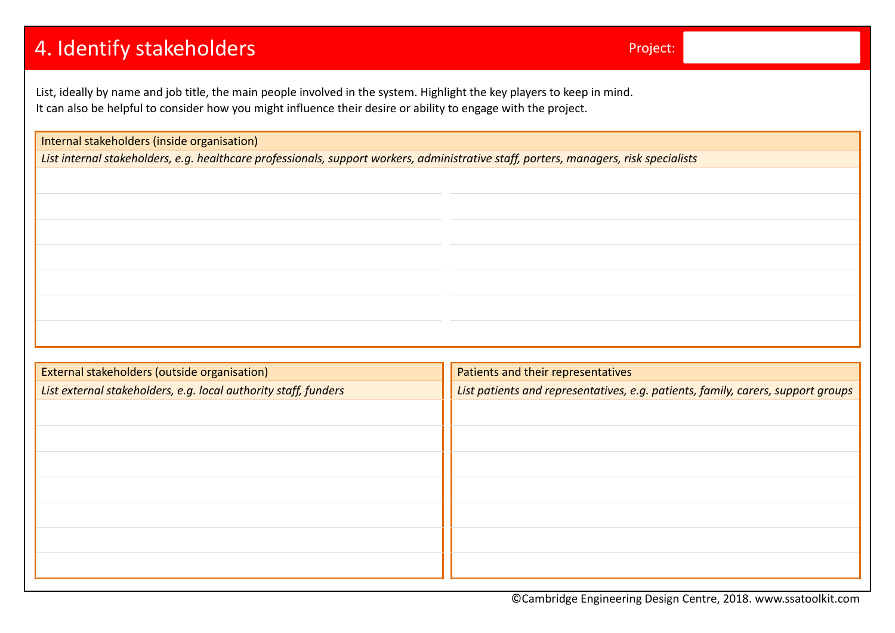# 4. Identify stakeholders

Project:

List, ideally by name and job title, the main people involved in the system. Highlight the key players to keep in mind.
It can also be helpful to consider how you might influence their desire or ability to engage with the project.

| Internal stakeholders (inside organisation) | |
|---|---|
| *List internal stakeholders, e.g. healthcare professionals, support workers, administrative staff, porters, managers, risk specialists* | |
| | |
| | |
| | |
| | |
| | |
| | |
| | |

| External stakeholders (outside organisation) |
|---|
| *List external stakeholders, e.g. local authority staff, funders* |
| |
| |
| |
| |
| |
| |
| |

| Patients and their representatives |
|---|
| *List patients and representatives, e.g. patients, family, carers, support groups* |
| |
| |
| |
| |
| |
| |
| |

©Cambridge Engineering Design Centre, 2018. www.ssatoolkit.com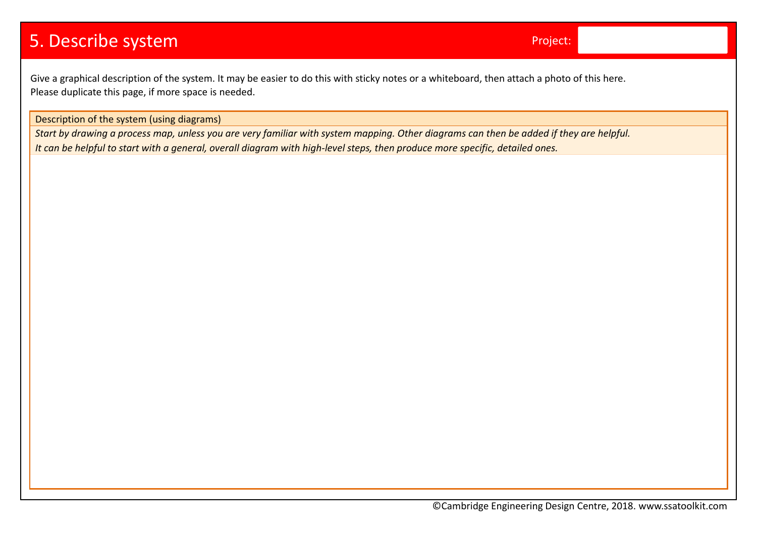# 5. Describe system

Project:

Give a graphical description of the system. It may be easier to do this with sticky notes or a whiteboard, then attach a photo of this here.
Please duplicate this page, if more space is needed.

| Description of the system (using diagrams) |
| --- |
| *Start by drawing a process map, unless you are very familiar with system mapping. Other diagrams can then be added if they are helpful.*<br>*It can be helpful to start with a general, overall diagram with high-level steps, then produce more specific, detailed ones.* |
| |

©Cambridge Engineering Design Centre, 2018. www.ssatoolkit.com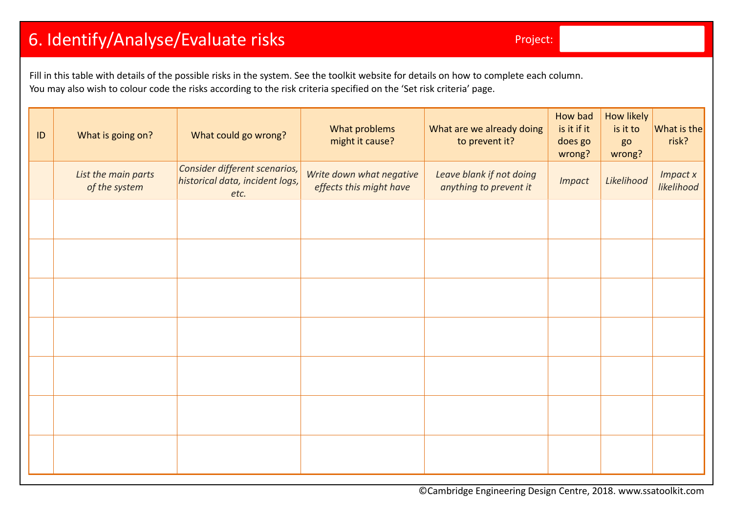# 6. Identify/Analyse/Evaluate risks

Project:

Fill in this table with details of the possible risks in the system. See the toolkit website for details on how to complete each column.
You may also wish to colour code the risks according to the risk criteria specified on the 'Set risk criteria' page.

| ID | What is going on? | What could go wrong? | What problems might it cause? | What are we already doing to prevent it? | How bad is it if it does go wrong? | How likely is it to go wrong? | What is the risk? |
|---|---|---|---|---|---|---|---|
| | *List the main parts of the system* | *Consider different scenarios, historical data, incident logs, etc.* | *Write down what negative effects this might have* | *Leave blank if not doing anything to prevent it* | *Impact* | *Likelihood* | *Impact x likelihood* |
| | | | | | | | |
| | | | | | | | |
| | | | | | | | |
| | | | | | | | |
| | | | | | | | |
| | | | | | | | |
| | | | | | | | |

©Cambridge Engineering Design Centre, 2018. www.ssatoolkit.com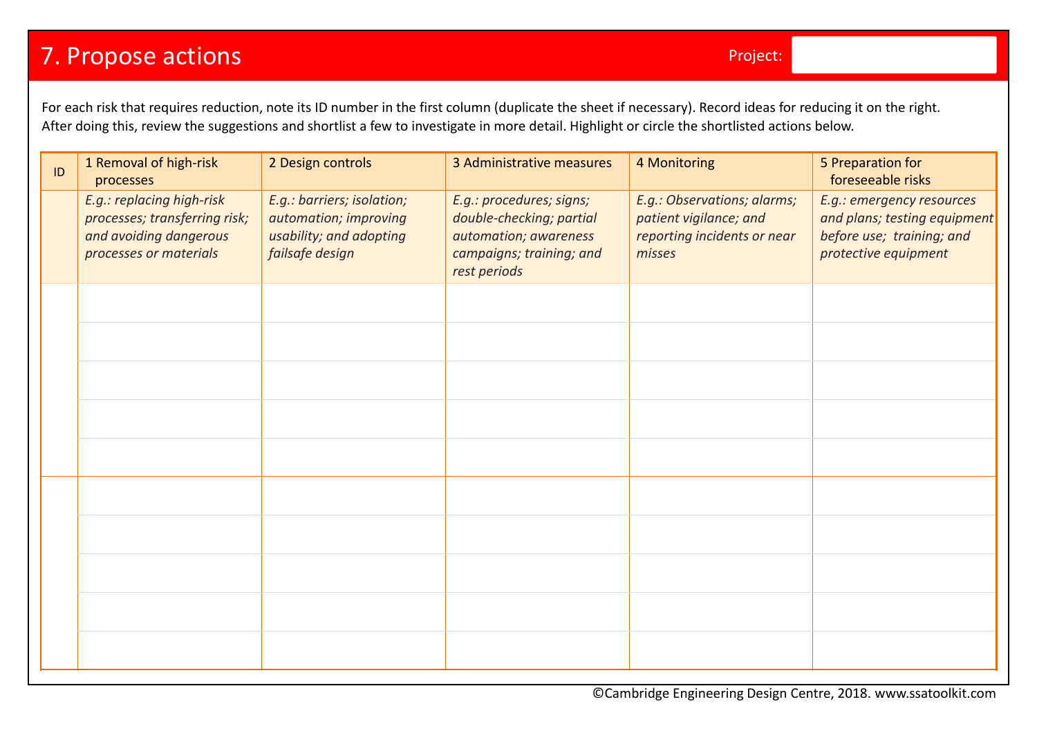# 7. Propose actions

Project:

For each risk that requires reduction, note its ID number in the first column (duplicate the sheet if necessary). Record ideas for reducing it on the right. After doing this, review the suggestions and shortlist a few to investigate in more detail. Highlight or circle the shortlisted actions below.

| ID | 1 Removal of high-risk processes | 2 Design controls | 3 Administrative measures | 4 Monitoring | 5 Preparation for foreseeable risks |
|---|---|---|---|---|---|
| | *E.g.: replacing high-risk processes; transferring risk; and avoiding dangerous processes or materials* | *E.g.: barriers; isolation; automation; improving usability; and adopting failsafe design* | *E.g.: procedures; signs; double-checking; partial automation; awareness campaigns; training; and rest periods* | *E.g.: Observations; alarms; patient vigilance; and reporting incidents or near misses* | *E.g.: emergency resources and plans; testing equipment before use; training; and protective equipment* |
| | | | | | |
| | | | | | |
| | | | | | |
| | | | | | |
| | | | | | |
| | | | | | |
| | | | | | |
| | | | | | |
| | | | | | |
| | | | | | |

©Cambridge Engineering Design Centre, 2018. www.ssatoolkit.com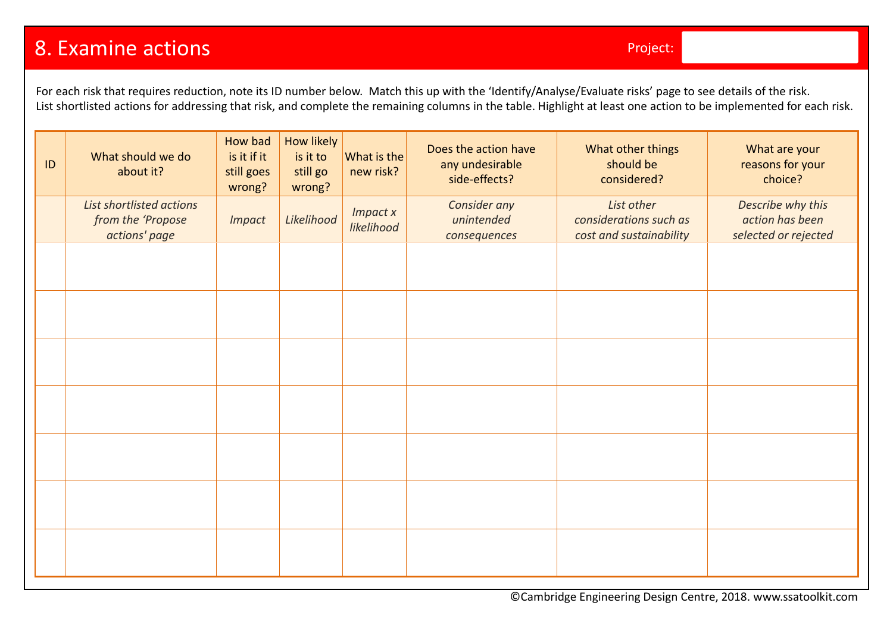# 8. Examine actions

Project:

For each risk that requires reduction, note its ID number below. Match this up with the 'Identify/Analyse/Evaluate risks' page to see details of the risk.
List shortlisted actions for addressing that risk, and complete the remaining columns in the table. Highlight at least one action to be implemented for each risk.

| ID | What should we do about it? | How bad is it if it still goes wrong? | How likely is it to still go wrong? | What is the new risk? | Does the action have any undesirable side-effects? | What other things should be considered? | What are your reasons for your choice? |
|---|---|---|---|---|---|---|---|
| | *List shortlisted actions from the 'Propose actions' page* | *Impact* | *Likelihood* | *Impact x likelihood* | *Consider any unintended consequences* | *List other considerations such as cost and sustainability* | *Describe why this action has been selected or rejected* |
| | | | | | | | |
| | | | | | | | |
| | | | | | | | |
| | | | | | | | |
| | | | | | | | |
| | | | | | | | |
| | | | | | | | |

©Cambridge Engineering Design Centre, 2018. www.ssatoolkit.com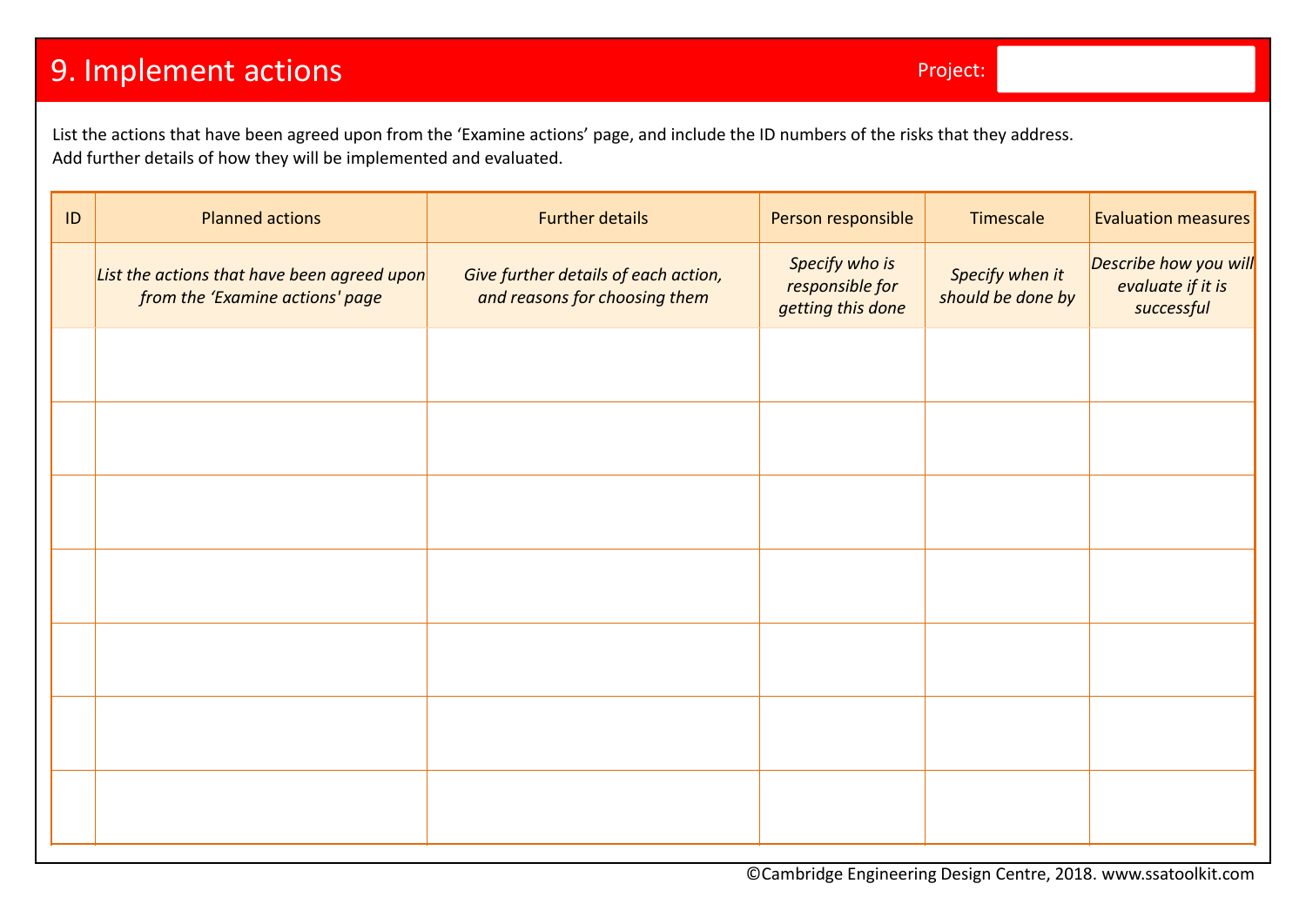# 9. Implement actions

Project:

List the actions that have been agreed upon from the ‘Examine actions’ page, and include the ID numbers of the risks that they address.
Add further details of how they will be implemented and evaluated.

| ID | Planned actions | Further details | Person responsible | Timescale | Evaluation measures |
|---|---|---|---|---|---|
| | *List the actions that have been agreed upon from the ‘Examine actions' page* | *Give further details of each action, and reasons for choosing them* | *Specify who is responsible for getting this done* | *Specify when it should be done by* | *Describe how you will evaluate if it is successful* |
| | | | | | |
| | | | | | |
| | | | | | |
| | | | | | |
| | | | | | |
| | | | | | |
| | | | | | |

©Cambridge Engineering Design Centre, 2018. www.ssatoolkit.com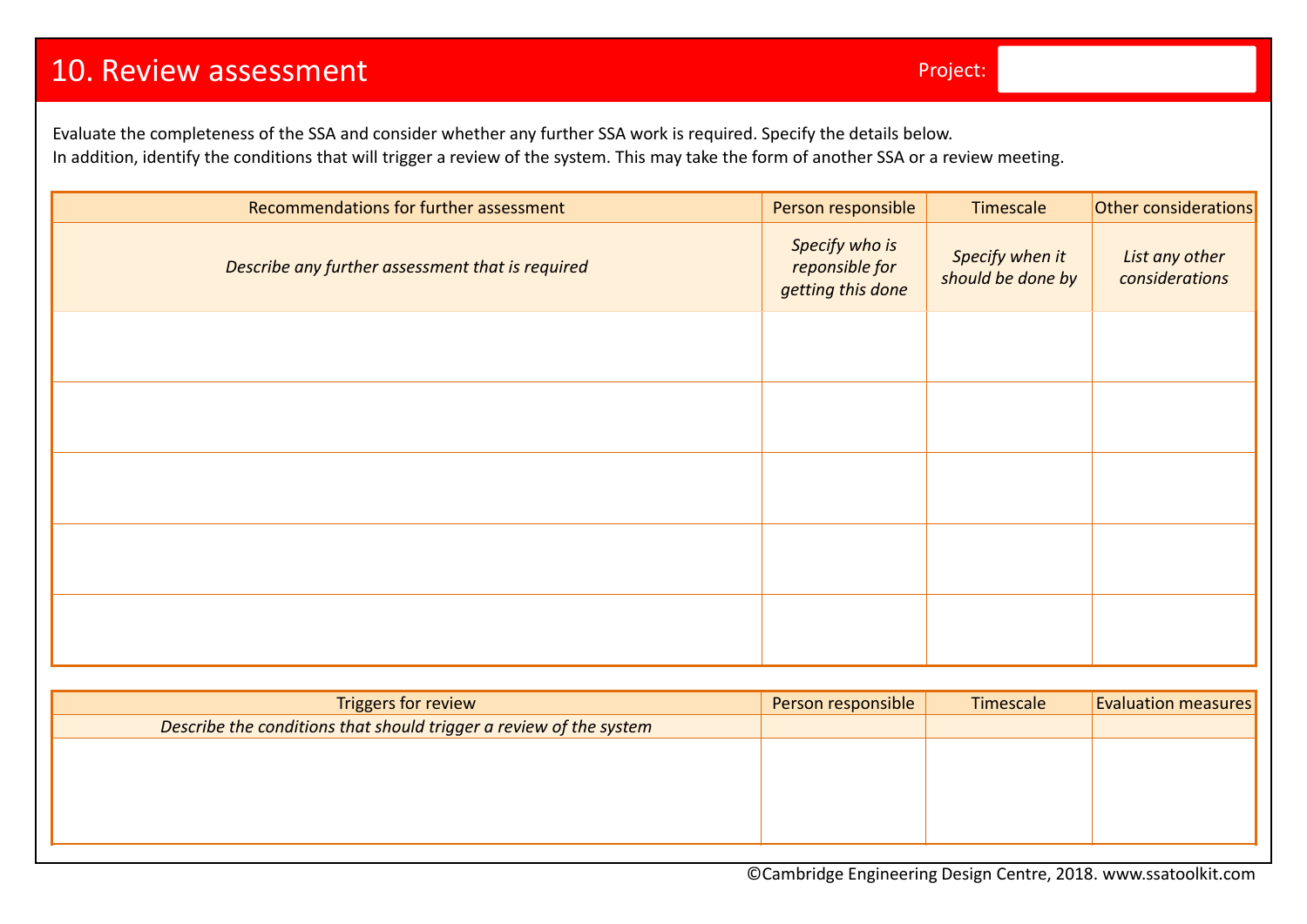# 10. Review assessment

Project:

Evaluate the completeness of the SSA and consider whether any further SSA work is required. Specify the details below.
In addition, identify the conditions that will trigger a review of the system. This may take the form of another SSA or a review meeting.

| Recommendations for further assessment | Person responsible | Timescale | Other considerations |
|---|---|---|---|
| *Describe any further assessment that is required* | *Specify who is reponsible for getting this done* | *Specify when it should be done by* | *List any other considerations* |
| | | | |
| | | | |
| | | | |
| | | | |
| | | | |

| Triggers for review | Person responsible | Timescale | Evaluation measures |
|---|---|---|---|
| *Describe the conditions that should trigger a review of the system* | | | |
| | | | |

©Cambridge Engineering Design Centre, 2018. www.ssatoolkit.com